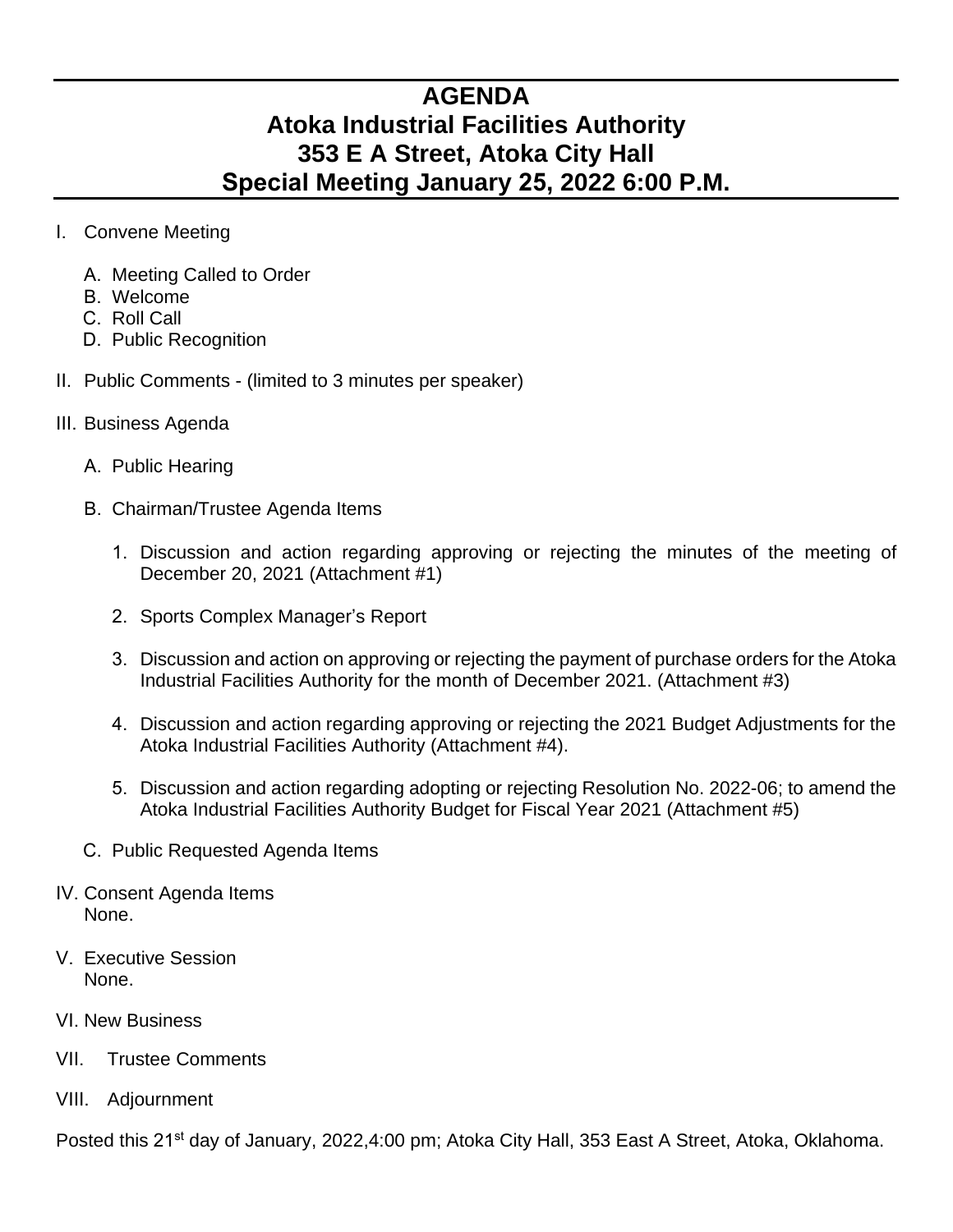# AGENDA
# Atoka Industrial Facilities Authority
# 353 E A Street, Atoka City Hall
# Special Meeting January 25, 2022 6:00 P.M.

I. Convene Meeting

   A. Meeting Called to Order
   B. Welcome
   C. Roll Call
   D. Public Recognition

II. Public Comments - (limited to 3 minutes per speaker)

III. Business Agenda

   A. Public Hearing

   B. Chairman/Trustee Agenda Items

      1. Discussion and action regarding approving or rejecting the minutes of the meeting of December 20, 2021 (Attachment #1)

      2. Sports Complex Manager's Report

      3. Discussion and action on approving or rejecting the payment of purchase orders for the Atoka Industrial Facilities Authority for the month of December 2021. (Attachment #3)

      4. Discussion and action regarding approving or rejecting the 2021 Budget Adjustments for the Atoka Industrial Facilities Authority (Attachment #4).

      5. Discussion and action regarding adopting or rejecting Resolution No. 2022-06; to amend the Atoka Industrial Facilities Authority Budget for Fiscal Year 2021 (Attachment #5)

   C. Public Requested Agenda Items

IV. Consent Agenda Items
    None.

V. Executive Session
   None.

VI. New Business

VII. Trustee Comments

VIII. Adjournment

Posted this 21st day of January, 2022,4:00 pm; Atoka City Hall, 353 East A Street, Atoka, Oklahoma.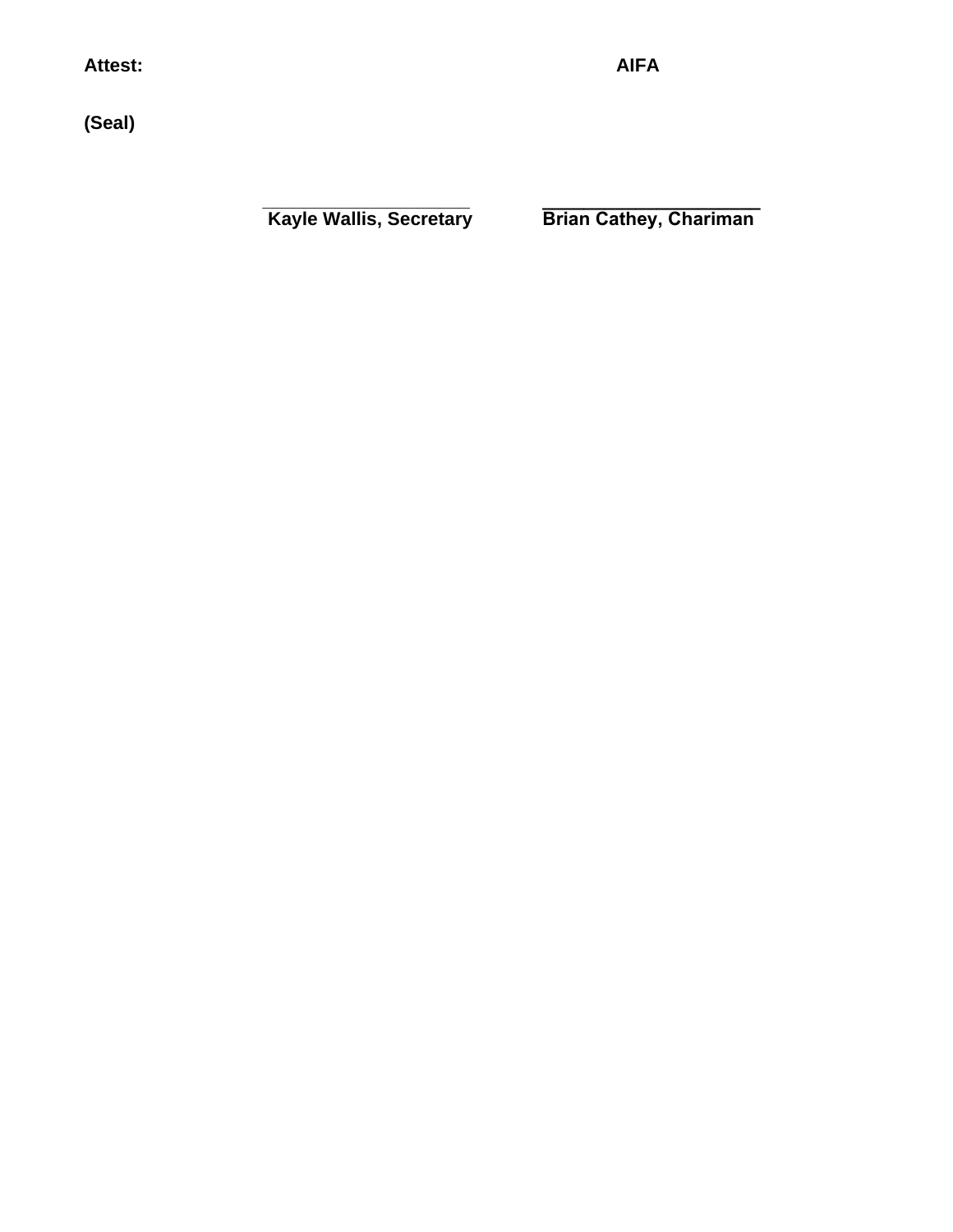**Attest:** **AIFA**

**(Seal)**

\_\_\_\_\_\_\_\_\_\_\_\_\_\_\_\_\_\_\_\_\_\_\_\_ \_\_\_\_\_\_\_\_\_\_\_\_\_\_\_\_\_\_\_\_\_\_\_\_

**Kayle Wallis, Secretary** **Brian Cathey, Chariman**